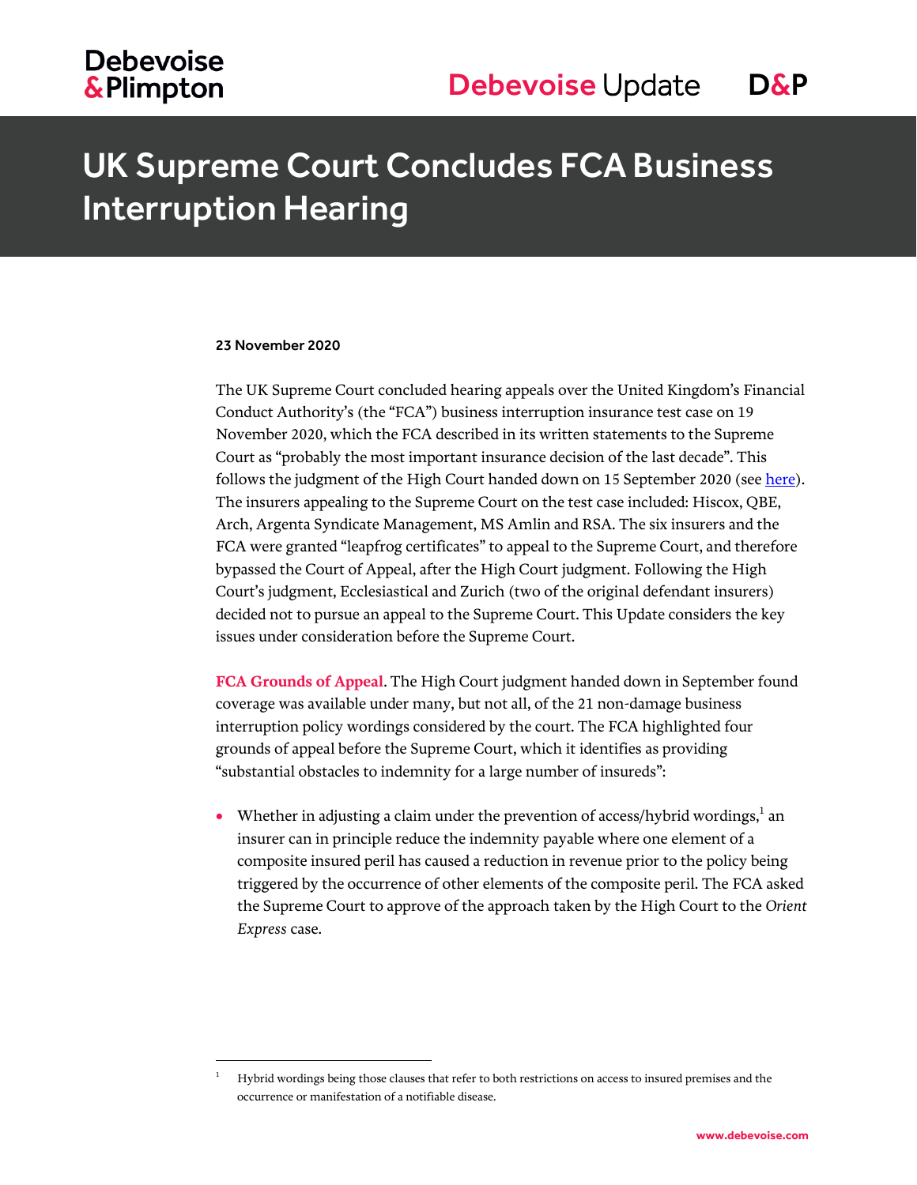# UK Supreme Court Concludes FCA Business Interruption Hearing

**23 November 2020**

The UK Supreme Court concluded hearing appeals over the United Kingdom's Financial Conduct Authority's (the "FCA") business interruption insurance test case on 19 November 2020, which the FCA described in its written statements to the Supreme Court as "probably the most important insurance decision of the last decade". This follows the judgment of the High Court handed down on 15 September 2020 (see here). The insurers appealing to the Supreme Court on the test case included: Hiscox, QBE, Arch, Argenta Syndicate Management, MS Amlin and RSA. The six insurers and the FCA were granted "leapfrog certificates" to appeal to the Supreme Court, and therefore bypassed the Court of Appeal, after the High Court judgment. Following the High Court's judgment, Ecclesiastical and Zurich (two of the original defendant insurers) decided not to pursue an appeal to the Supreme Court. This Update considers the key issues under consideration before the Supreme Court.

**FCA Grounds of Appeal**. The High Court judgment handed down in September found coverage was available under many, but not all, of the 21 non-damage business interruption policy wordings considered by the court. The FCA highlighted four grounds of appeal before the Supreme Court, which it identifies as providing "substantial obstacles to indemnity for a large number of insureds":

- Whether in adjusting a claim under the prevention of access/hybrid wordings,[1] an insurer can in principle reduce the indemnity payable where one element of a composite insured peril has caused a reduction in revenue prior to the policy being triggered by the occurrence of other elements of the composite peril. The FCA asked the Supreme Court to approve of the approach taken by the High Court to the *Orient Express* case.

[1] Hybrid wordings being those clauses that refer to both restrictions on access to insured premises and the occurrence or manifestation of a notifiable disease.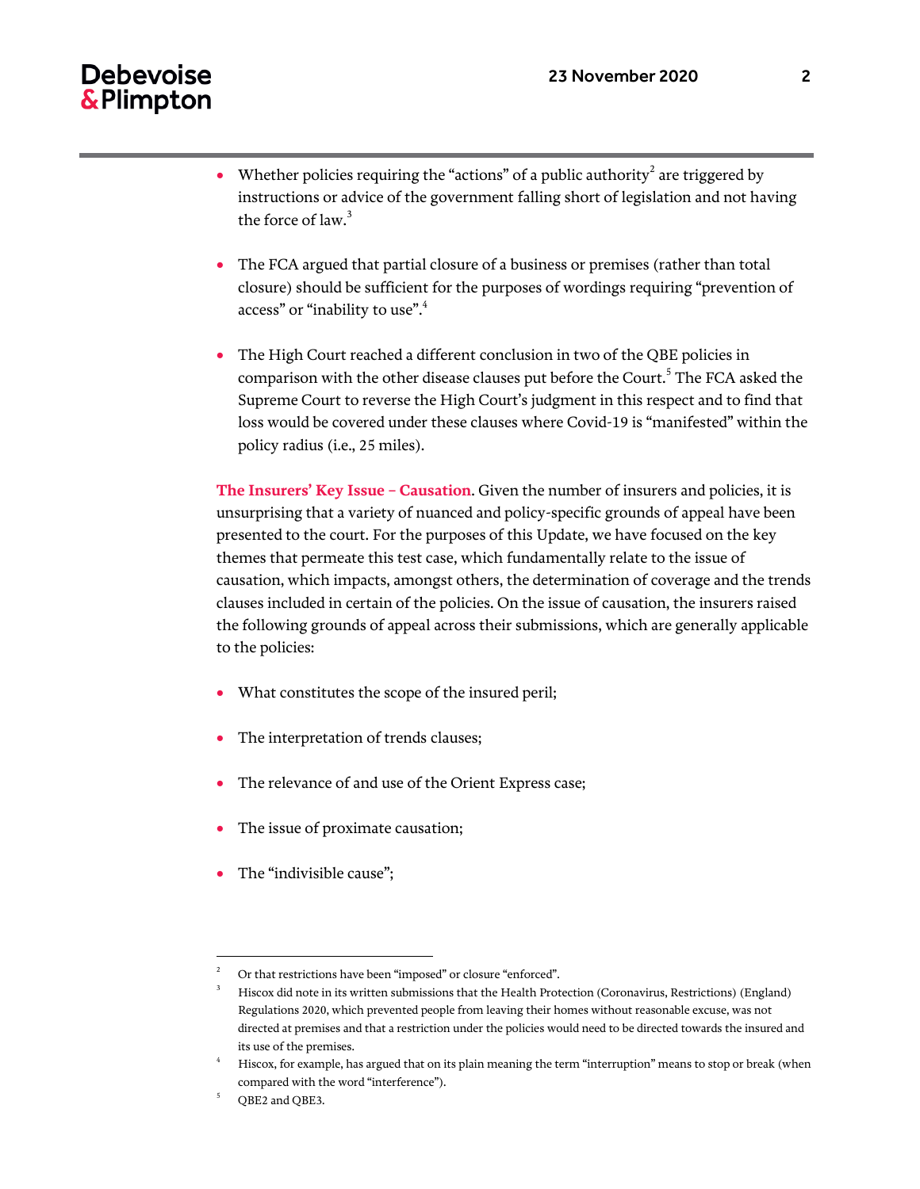- Whether policies requiring the "actions" of a public authority[2] are triggered by instructions or advice of the government falling short of legislation and not having the force of law.[3]

- The FCA argued that partial closure of a business or premises (rather than total closure) should be sufficient for the purposes of wordings requiring "prevention of access" or "inability to use".[4]

- The High Court reached a different conclusion in two of the QBE policies in comparison with the other disease clauses put before the Court.[5] The FCA asked the Supreme Court to reverse the High Court's judgment in this respect and to find that loss would be covered under these clauses where Covid-19 is "manifested" within the policy radius (i.e., 25 miles).

**The Insurers' Key Issue – Causation**. Given the number of insurers and policies, it is unsurprising that a variety of nuanced and policy-specific grounds of appeal have been presented to the court. For the purposes of this Update, we have focused on the key themes that permeate this test case, which fundamentally relate to the issue of causation, which impacts, amongst others, the determination of coverage and the trends clauses included in certain of the policies. On the issue of causation, the insurers raised the following grounds of appeal across their submissions, which are generally applicable to the policies:

- What constitutes the scope of the insured peril;

- The interpretation of trends clauses;

- The relevance of and use of the Orient Express case;

- The issue of proximate causation;

- The "indivisible cause";

---

[2] Or that restrictions have been "imposed" or closure "enforced".

[3] Hiscox did note in its written submissions that the Health Protection (Coronavirus, Restrictions) (England) Regulations 2020, which prevented people from leaving their homes without reasonable excuse, was not directed at premises and that a restriction under the policies would need to be directed towards the insured and its use of the premises.

[4] Hiscox, for example, has argued that on its plain meaning the term "interruption" means to stop or break (when compared with the word "interference").

[5] QBE2 and QBE3.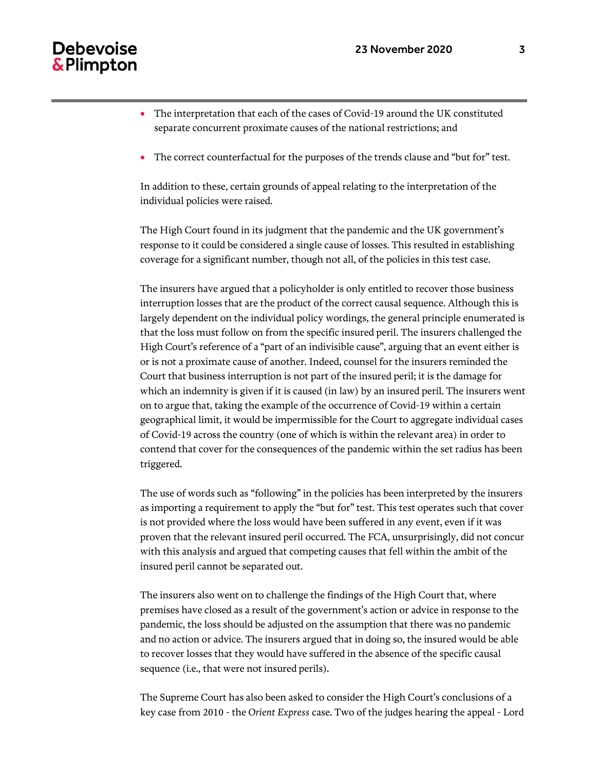- The interpretation that each of the cases of Covid-19 around the UK constituted separate concurrent proximate causes of the national restrictions; and
- The correct counterfactual for the purposes of the trends clause and "but for" test.

In addition to these, certain grounds of appeal relating to the interpretation of the individual policies were raised.

The High Court found in its judgment that the pandemic and the UK government's response to it could be considered a single cause of losses. This resulted in establishing coverage for a significant number, though not all, of the policies in this test case.

The insurers have argued that a policyholder is only entitled to recover those business interruption losses that are the product of the correct causal sequence. Although this is largely dependent on the individual policy wordings, the general principle enumerated is that the loss must follow on from the specific insured peril. The insurers challenged the High Court's reference of a "part of an indivisible cause", arguing that an event either is or is not a proximate cause of another. Indeed, counsel for the insurers reminded the Court that business interruption is not part of the insured peril; it is the damage for which an indemnity is given if it is caused (in law) by an insured peril. The insurers went on to argue that, taking the example of the occurrence of Covid-19 within a certain geographical limit, it would be impermissible for the Court to aggregate individual cases of Covid-19 across the country (one of which is within the relevant area) in order to contend that cover for the consequences of the pandemic within the set radius has been triggered.

The use of words such as "following" in the policies has been interpreted by the insurers as importing a requirement to apply the "but for" test. This test operates such that cover is not provided where the loss would have been suffered in any event, even if it was proven that the relevant insured peril occurred. The FCA, unsurprisingly, did not concur with this analysis and argued that competing causes that fell within the ambit of the insured peril cannot be separated out.

The insurers also went on to challenge the findings of the High Court that, where premises have closed as a result of the government's action or advice in response to the pandemic, the loss should be adjusted on the assumption that there was no pandemic and no action or advice. The insurers argued that in doing so, the insured would be able to recover losses that they would have suffered in the absence of the specific causal sequence (i.e., that were not insured perils).

The Supreme Court has also been asked to consider the High Court's conclusions of a key case from 2010 - the *Orient Express* case. Two of the judges hearing the appeal - Lord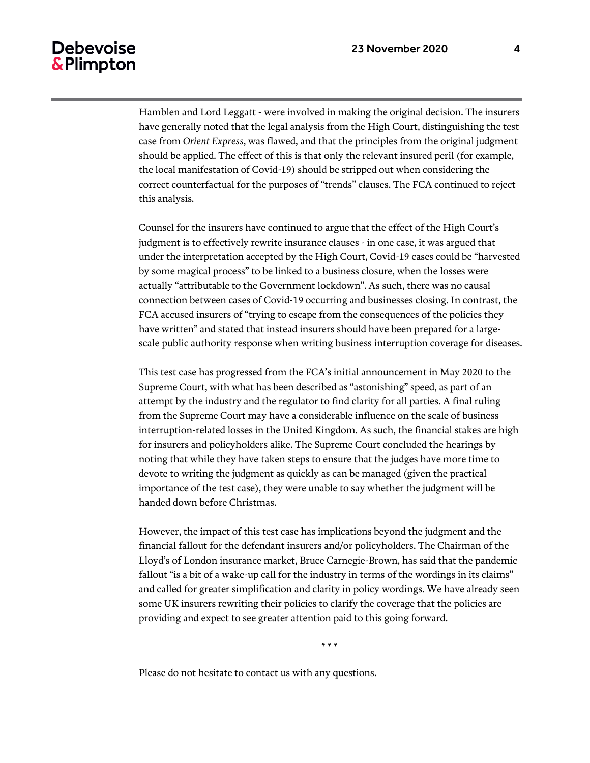Hamblen and Lord Leggatt - were involved in making the original decision. The insurers have generally noted that the legal analysis from the High Court, distinguishing the test case from *Orient Express*, was flawed, and that the principles from the original judgment should be applied. The effect of this is that only the relevant insured peril (for example, the local manifestation of Covid-19) should be stripped out when considering the correct counterfactual for the purposes of "trends" clauses. The FCA continued to reject this analysis.

Counsel for the insurers have continued to argue that the effect of the High Court's judgment is to effectively rewrite insurance clauses - in one case, it was argued that under the interpretation accepted by the High Court, Covid-19 cases could be "harvested by some magical process" to be linked to a business closure, when the losses were actually "attributable to the Government lockdown". As such, there was no causal connection between cases of Covid-19 occurring and businesses closing. In contrast, the FCA accused insurers of "trying to escape from the consequences of the policies they have written" and stated that instead insurers should have been prepared for a large-scale public authority response when writing business interruption coverage for diseases.

This test case has progressed from the FCA's initial announcement in May 2020 to the Supreme Court, with what has been described as "astonishing" speed, as part of an attempt by the industry and the regulator to find clarity for all parties. A final ruling from the Supreme Court may have a considerable influence on the scale of business interruption-related losses in the United Kingdom. As such, the financial stakes are high for insurers and policyholders alike. The Supreme Court concluded the hearings by noting that while they have taken steps to ensure that the judges have more time to devote to writing the judgment as quickly as can be managed (given the practical importance of the test case), they were unable to say whether the judgment will be handed down before Christmas.

However, the impact of this test case has implications beyond the judgment and the financial fallout for the defendant insurers and/or policyholders. The Chairman of the Lloyd's of London insurance market, Bruce Carnegie-Brown, has said that the pandemic fallout "is a bit of a wake-up call for the industry in terms of the wordings in its claims" and called for greater simplification and clarity in policy wordings. We have already seen some UK insurers rewriting their policies to clarify the coverage that the policies are providing and expect to see greater attention paid to this going forward.

\* \* \*

Please do not hesitate to contact us with any questions.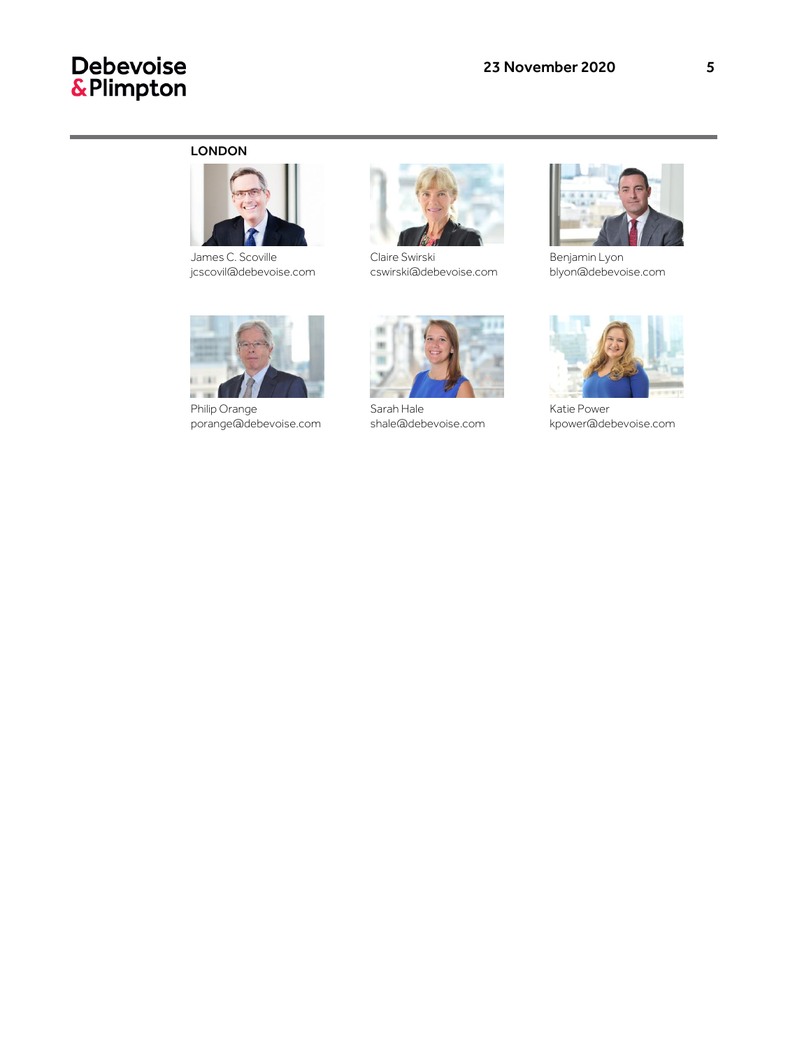## LONDON

James C. Scoville
jcscovil@debevoise.com

Claire Swirski
cswirski@debevoise.com

Benjamin Lyon
blyon@debevoise.com

Philip Orange
porange@debevoise.com

Sarah Hale
shale@debevoise.com

Katie Power
kpower@debevoise.com